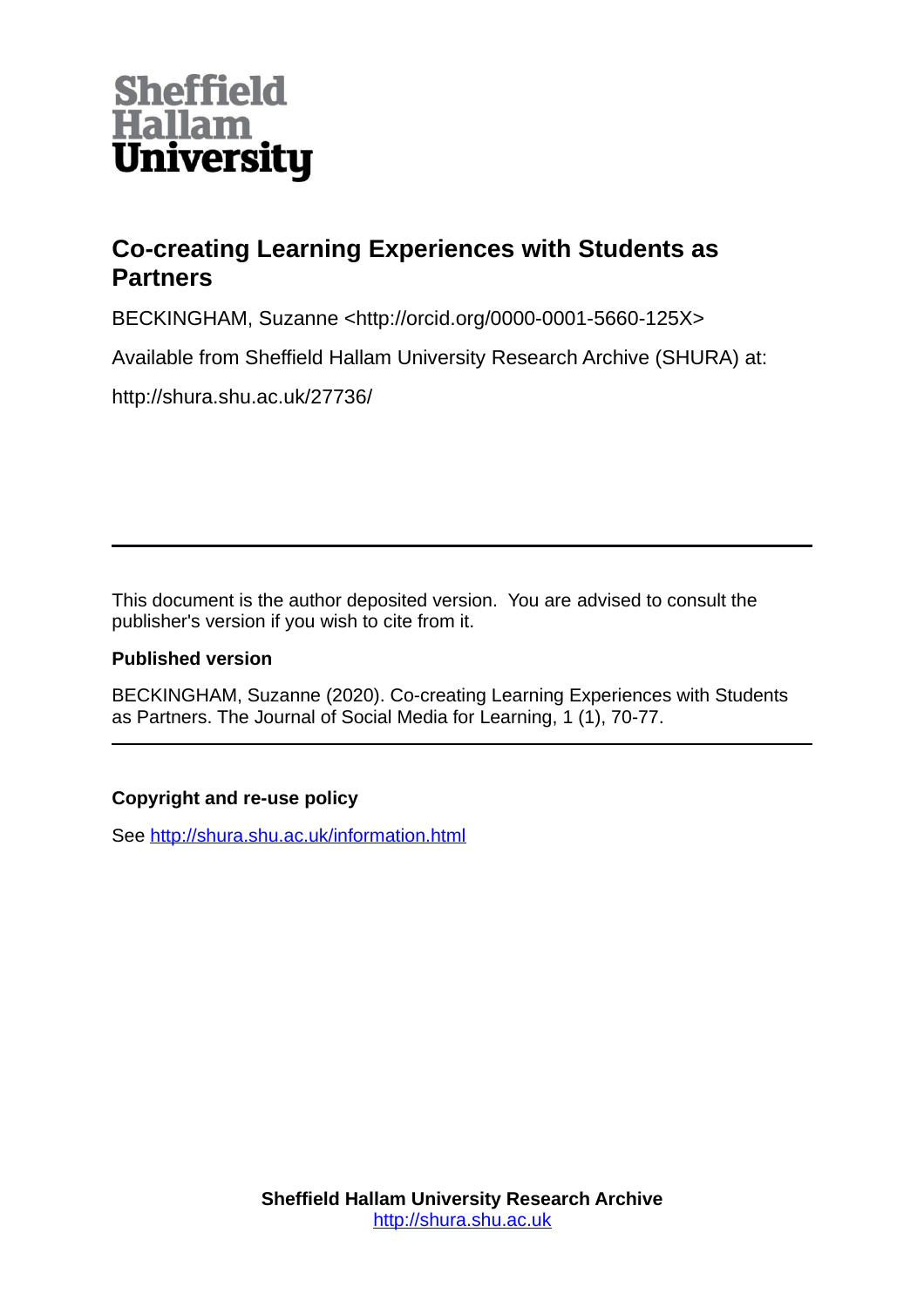Sheffield Hallam University

# Co-creating Learning Experiences with Students as Partners

BECKINGHAM, Suzanne <http://orcid.org/0000-0001-5660-125X>

Available from Sheffield Hallam University Research Archive (SHURA) at:

http://shura.shu.ac.uk/27736/

---

This document is the author deposited version. You are advised to consult the publisher's version if you wish to cite from it.

**Published version**

BECKINGHAM, Suzanne (2020). Co-creating Learning Experiences with Students as Partners. The Journal of Social Media for Learning, 1 (1), 70-77.

---

**Copyright and re-use policy**

See [http://shura.shu.ac.uk/information.html](http://shura.shu.ac.uk/information.html)

**Sheffield Hallam University Research Archive**
[http://shura.shu.ac.uk](http://shura.shu.ac.uk)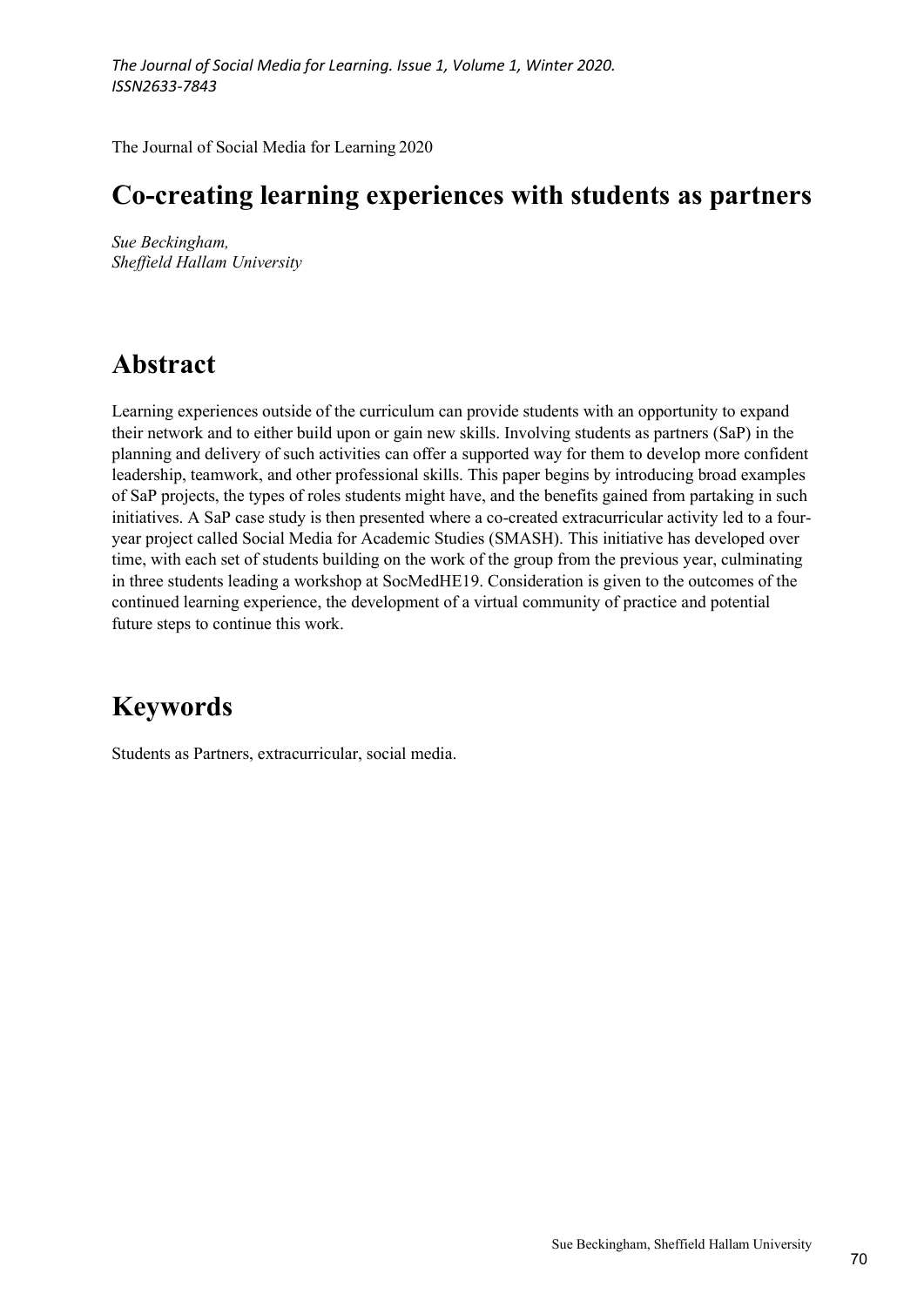The Journal of Social Media for Learning 2020

# Co-creating learning experiences with students as partners

*Sue Beckingham,*
*Sheffield Hallam University*

## Abstract

Learning experiences outside of the curriculum can provide students with an opportunity to expand their network and to either build upon or gain new skills. Involving students as partners (SaP) in the planning and delivery of such activities can offer a supported way for them to develop more confident leadership, teamwork, and other professional skills. This paper begins by introducing broad examples of SaP projects, the types of roles students might have, and the benefits gained from partaking in such initiatives. A SaP case study is then presented where a co-created extracurricular activity led to a four-year project called Social Media for Academic Studies (SMASH). This initiative has developed over time, with each set of students building on the work of the group from the previous year, culminating in three students leading a workshop at SocMedHE19. Consideration is given to the outcomes of the continued learning experience, the development of a virtual community of practice and potential future steps to continue this work.

## Keywords

Students as Partners, extracurricular, social media.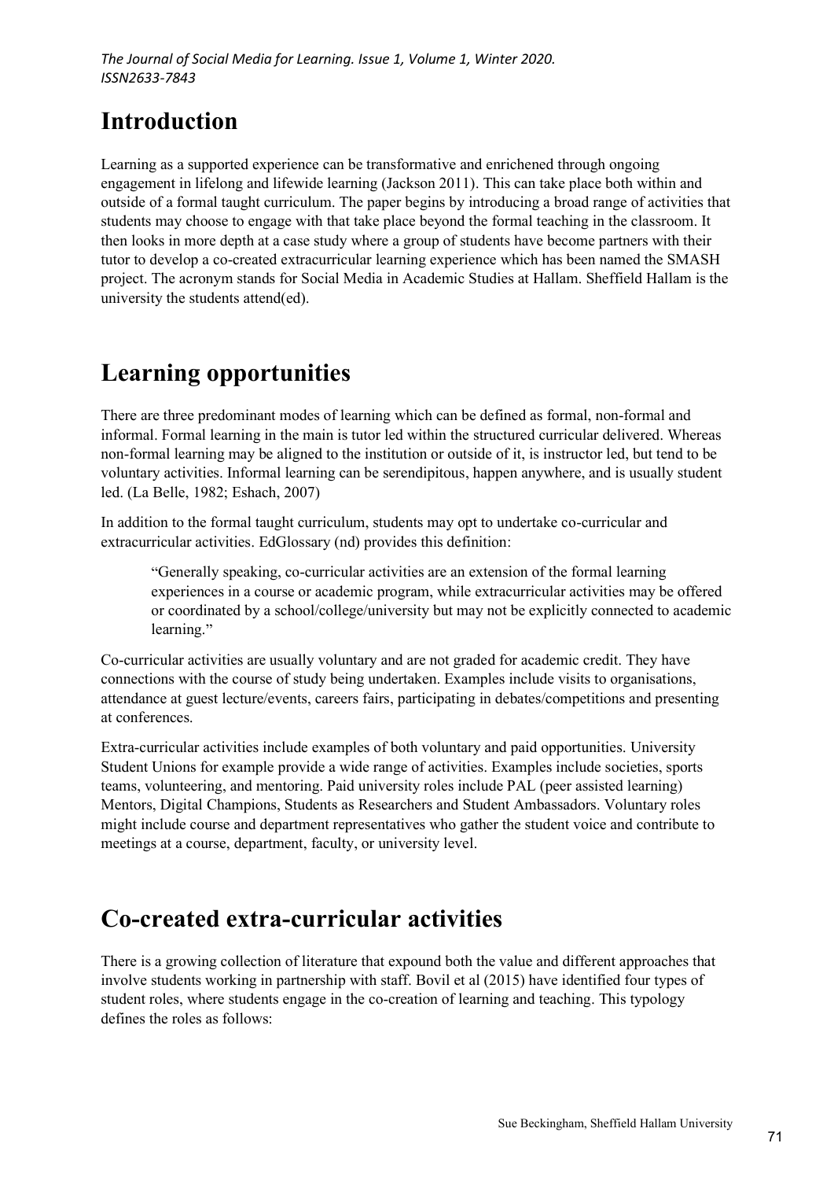# Introduction

Learning as a supported experience can be transformative and enrichened through ongoing engagement in lifelong and lifewide learning (Jackson 2011). This can take place both within and outside of a formal taught curriculum. The paper begins by introducing a broad range of activities that students may choose to engage with that take place beyond the formal teaching in the classroom. It then looks in more depth at a case study where a group of students have become partners with their tutor to develop a co-created extracurricular learning experience which has been named the SMASH project. The acronym stands for Social Media in Academic Studies at Hallam. Sheffield Hallam is the university the students attend(ed).

# Learning opportunities

There are three predominant modes of learning which can be defined as formal, non-formal and informal. Formal learning in the main is tutor led within the structured curricular delivered. Whereas non-formal learning may be aligned to the institution or outside of it, is instructor led, but tend to be voluntary activities. Informal learning can be serendipitous, happen anywhere, and is usually student led. (La Belle, 1982; Eshach, 2007)

In addition to the formal taught curriculum, students may opt to undertake co-curricular and extracurricular activities. EdGlossary (nd) provides this definition:

> "Generally speaking, co-curricular activities are an extension of the formal learning experiences in a course or academic program, while extracurricular activities may be offered or coordinated by a school/college/university but may not be explicitly connected to academic learning."

Co-curricular activities are usually voluntary and are not graded for academic credit. They have connections with the course of study being undertaken. Examples include visits to organisations, attendance at guest lecture/events, careers fairs, participating in debates/competitions and presenting at conferences.

Extra-curricular activities include examples of both voluntary and paid opportunities. University Student Unions for example provide a wide range of activities. Examples include societies, sports teams, volunteering, and mentoring. Paid university roles include PAL (peer assisted learning) Mentors, Digital Champions, Students as Researchers and Student Ambassadors. Voluntary roles might include course and department representatives who gather the student voice and contribute to meetings at a course, department, faculty, or university level.

# Co-created extra-curricular activities

There is a growing collection of literature that expound both the value and different approaches that involve students working in partnership with staff. Bovil et al (2015) have identified four types of student roles, where students engage in the co-creation of learning and teaching. This typology defines the roles as follows: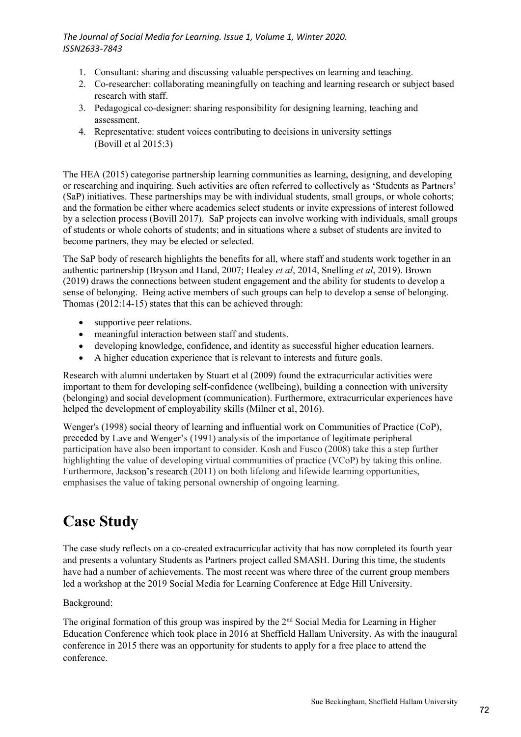1. Consultant: sharing and discussing valuable perspectives on learning and teaching.
2. Co-researcher: collaborating meaningfully on teaching and learning research or subject based research with staff.
3. Pedagogical co-designer: sharing responsibility for designing learning, teaching and assessment.
4. Representative: student voices contributing to decisions in university settings (Bovill et al 2015:3)

The HEA (2015) categorise partnership learning communities as learning, designing, and developing or researching and inquiring. Such activities are often referred to collectively as 'Students as Partners' (SaP) initiatives. These partnerships may be with individual students, small groups, or whole cohorts; and the formation be either where academics select students or invite expressions of interest followed by a selection process (Bovill 2017). SaP projects can involve working with individuals, small groups of students or whole cohorts of students; and in situations where a subset of students are invited to become partners, they may be elected or selected.

The SaP body of research highlights the benefits for all, where staff and students work together in an authentic partnership (Bryson and Hand, 2007; Healey *et al*, 2014, Snelling *et al*, 2019). Brown (2019) draws the connections between student engagement and the ability for students to develop a sense of belonging. Being active members of such groups can help to develop a sense of belonging. Thomas (2012:14-15) states that this can be achieved through:

- supportive peer relations.
- meaningful interaction between staff and students.
- developing knowledge, confidence, and identity as successful higher education learners.
- A higher education experience that is relevant to interests and future goals.

Research with alumni undertaken by Stuart et al (2009) found the extracurricular activities were important to them for developing self-confidence (wellbeing), building a connection with university (belonging) and social development (communication). Furthermore, extracurricular experiences have helped the development of employability skills (Milner et al, 2016).

Wenger's (1998) social theory of learning and influential work on Communities of Practice (CoP), preceded by Lave and Wenger's (1991) analysis of the importance of legitimate peripheral participation have also been important to consider. Kosh and Fusco (2008) take this a step further highlighting the value of developing virtual communities of practice (VCoP) by taking this online. Furthermore, Jackson's research (2011) on both lifelong and lifewide learning opportunities, emphasises the value of taking personal ownership of ongoing learning.

# Case Study

The case study reflects on a co-created extracurricular activity that has now completed its fourth year and presents a voluntary Students as Partners project called SMASH. During this time, the students have had a number of achievements. The most recent was where three of the current group members led a workshop at the 2019 Social Media for Learning Conference at Edge Hill University.

Background:

The original formation of this group was inspired by the 2nd Social Media for Learning in Higher Education Conference which took place in 2016 at Sheffield Hallam University. As with the inaugural conference in 2015 there was an opportunity for students to apply for a free place to attend the conference.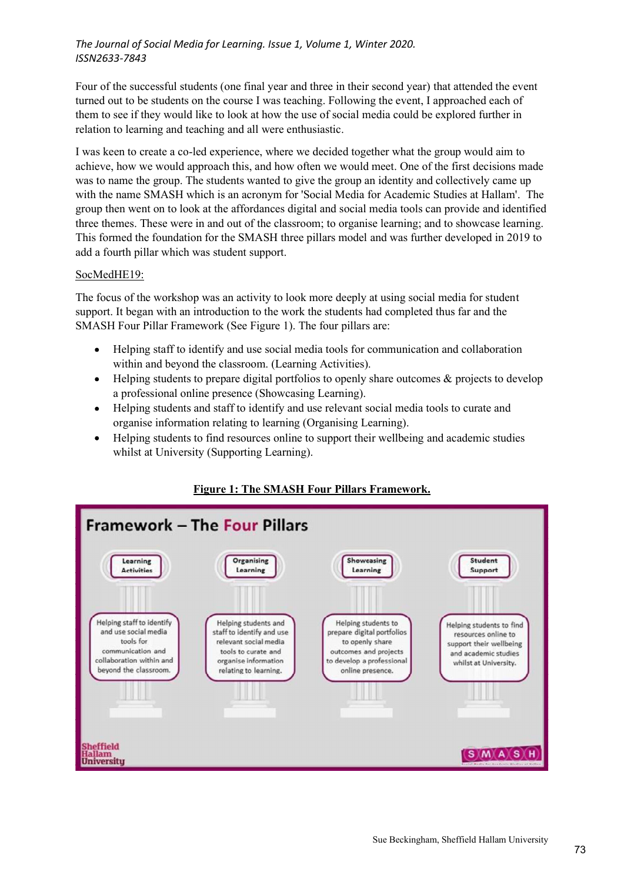Four of the successful students (one final year and three in their second year) that attended the event turned out to be students on the course I was teaching. Following the event, I approached each of them to see if they would like to look at how the use of social media could be explored further in relation to learning and teaching and all were enthusiastic.

I was keen to create a co-led experience, where we decided together what the group would aim to achieve, how we would approach this, and how often we would meet. One of the first decisions made was to name the group. The students wanted to give the group an identity and collectively came up with the name SMASH which is an acronym for 'Social Media for Academic Studies at Hallam'. The group then went on to look at the affordances digital and social media tools can provide and identified three themes. These were in and out of the classroom; to organise learning; and to showcase learning. This formed the foundation for the SMASH three pillars model and was further developed in 2019 to add a fourth pillar which was student support.

SocMedHE19:

The focus of the workshop was an activity to look more deeply at using social media for student support. It began with an introduction to the work the students had completed thus far and the SMASH Four Pillar Framework (See Figure 1). The four pillars are:

- Helping staff to identify and use social media tools for communication and collaboration within and beyond the classroom. (Learning Activities).
- Helping students to prepare digital portfolios to openly share outcomes & projects to develop a professional online presence (Showcasing Learning).
- Helping students and staff to identify and use relevant social media tools to curate and organise information relating to learning (Organising Learning).
- Helping students to find resources online to support their wellbeing and academic studies whilst at University (Supporting Learning).

**Figure 1: The SMASH Four Pillars Framework.**

Framework – The Four Pillars

| Learning Activities | Organising Learning | Showcasing Learning | Student Support |
| --- | --- | --- | --- |
| Helping staff to identify and use social media tools for communication and collaboration within and beyond the classroom. | Helping students and staff to identify and use relevant social media tools to curate and organise information relating to learning. | Helping students to prepare digital portfolios to openly share outcomes and projects to develop a professional online presence. | Helping students to find resources online to support their wellbeing and academic studies whilst at University. |

Sheffield Hallam University

SMASH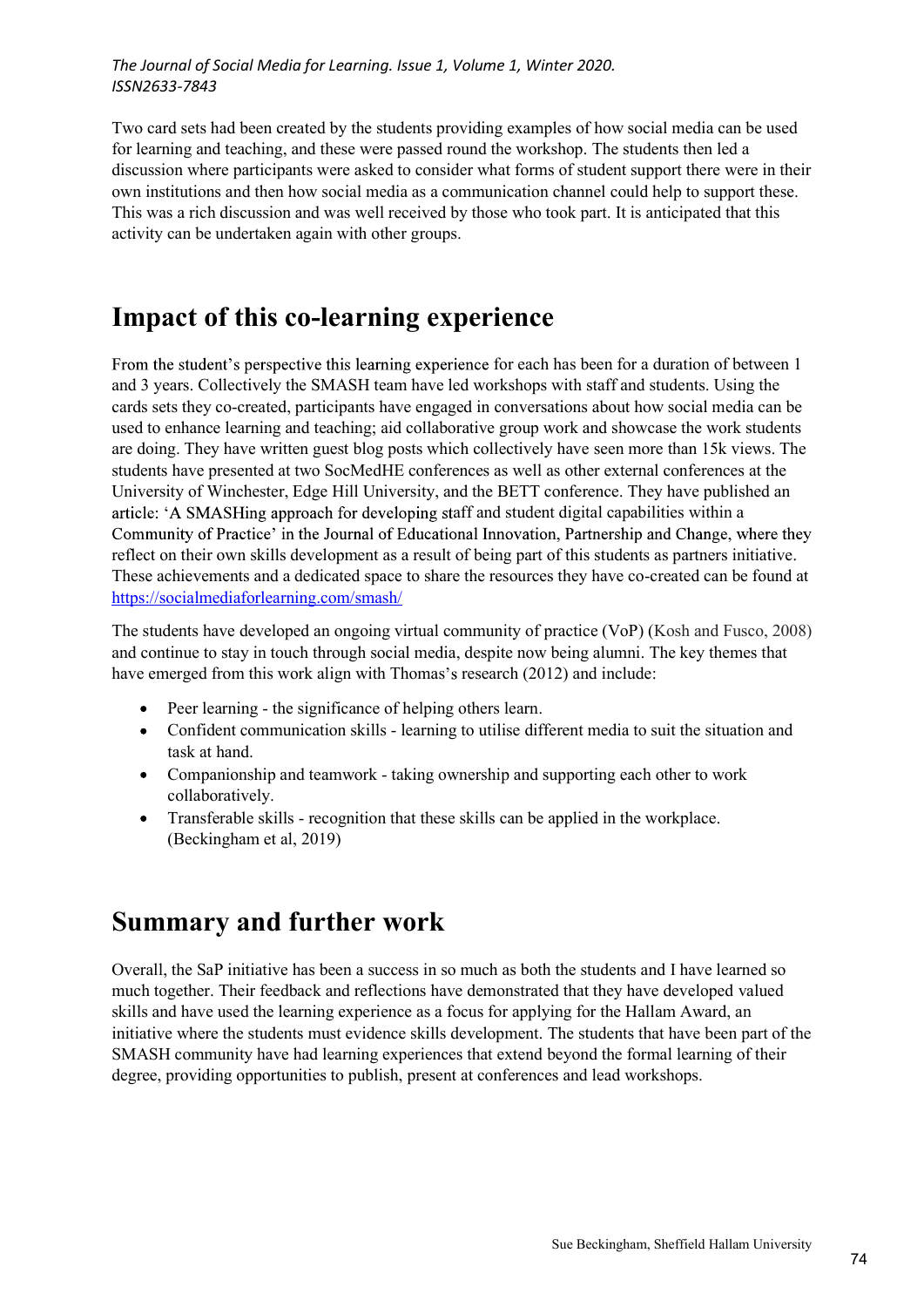Two card sets had been created by the students providing examples of how social media can be used for learning and teaching, and these were passed round the workshop. The students then led a discussion where participants were asked to consider what forms of student support there were in their own institutions and then how social media as a communication channel could help to support these. This was a rich discussion and was well received by those who took part. It is anticipated that this activity can be undertaken again with other groups.

# Impact of this co-learning experience

From the student's perspective this learning experience for each has been for a duration of between 1 and 3 years. Collectively the SMASH team have led workshops with staff and students. Using the cards sets they co-created, participants have engaged in conversations about how social media can be used to enhance learning and teaching; aid collaborative group work and showcase the work students are doing. They have written guest blog posts which collectively have seen more than 15k views. The students have presented at two SocMedHE conferences as well as other external conferences at the University of Winchester, Edge Hill University, and the BETT conference. They have published an article: 'A SMASHing approach for developing staff and student digital capabilities within a Community of Practice' in the Journal of Educational Innovation, Partnership and Change, where they reflect on their own skills development as a result of being part of this students as partners initiative. These achievements and a dedicated space to share the resources they have co-created can be found at https://socialmediaforlearning.com/smash/

The students have developed an ongoing virtual community of practice (VoP) (Kosh and Fusco, 2008) and continue to stay in touch through social media, despite now being alumni. The key themes that have emerged from this work align with Thomas's research (2012) and include:

- Peer learning - the significance of helping others learn.
- Confident communication skills - learning to utilise different media to suit the situation and task at hand.
- Companionship and teamwork - taking ownership and supporting each other to work collaboratively.
- Transferable skills - recognition that these skills can be applied in the workplace. (Beckingham et al, 2019)

# Summary and further work

Overall, the SaP initiative has been a success in so much as both the students and I have learned so much together. Their feedback and reflections have demonstrated that they have developed valued skills and have used the learning experience as a focus for applying for the Hallam Award, an initiative where the students must evidence skills development. The students that have been part of the SMASH community have had learning experiences that extend beyond the formal learning of their degree, providing opportunities to publish, present at conferences and lead workshops.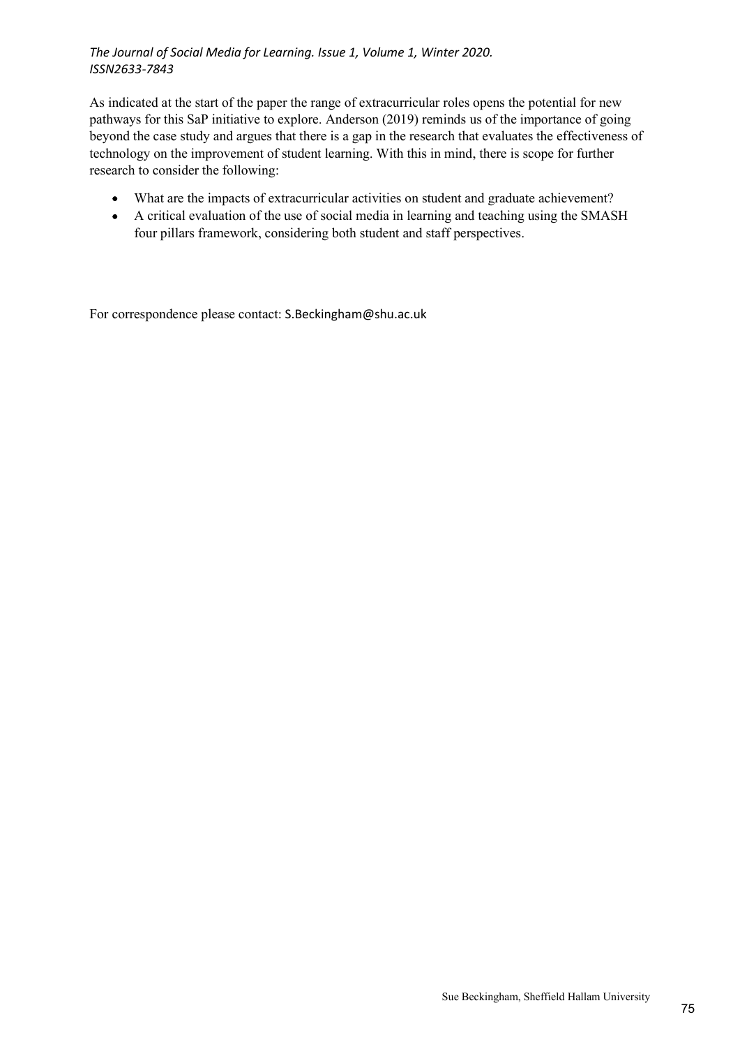As indicated at the start of the paper the range of extracurricular roles opens the potential for new pathways for this SaP initiative to explore. Anderson (2019) reminds us of the importance of going beyond the case study and argues that there is a gap in the research that evaluates the effectiveness of technology on the improvement of student learning. With this in mind, there is scope for further research to consider the following:

- What are the impacts of extracurricular activities on student and graduate achievement?
- A critical evaluation of the use of social media in learning and teaching using the SMASH four pillars framework, considering both student and staff perspectives.

For correspondence please contact: S.Beckingham@shu.ac.uk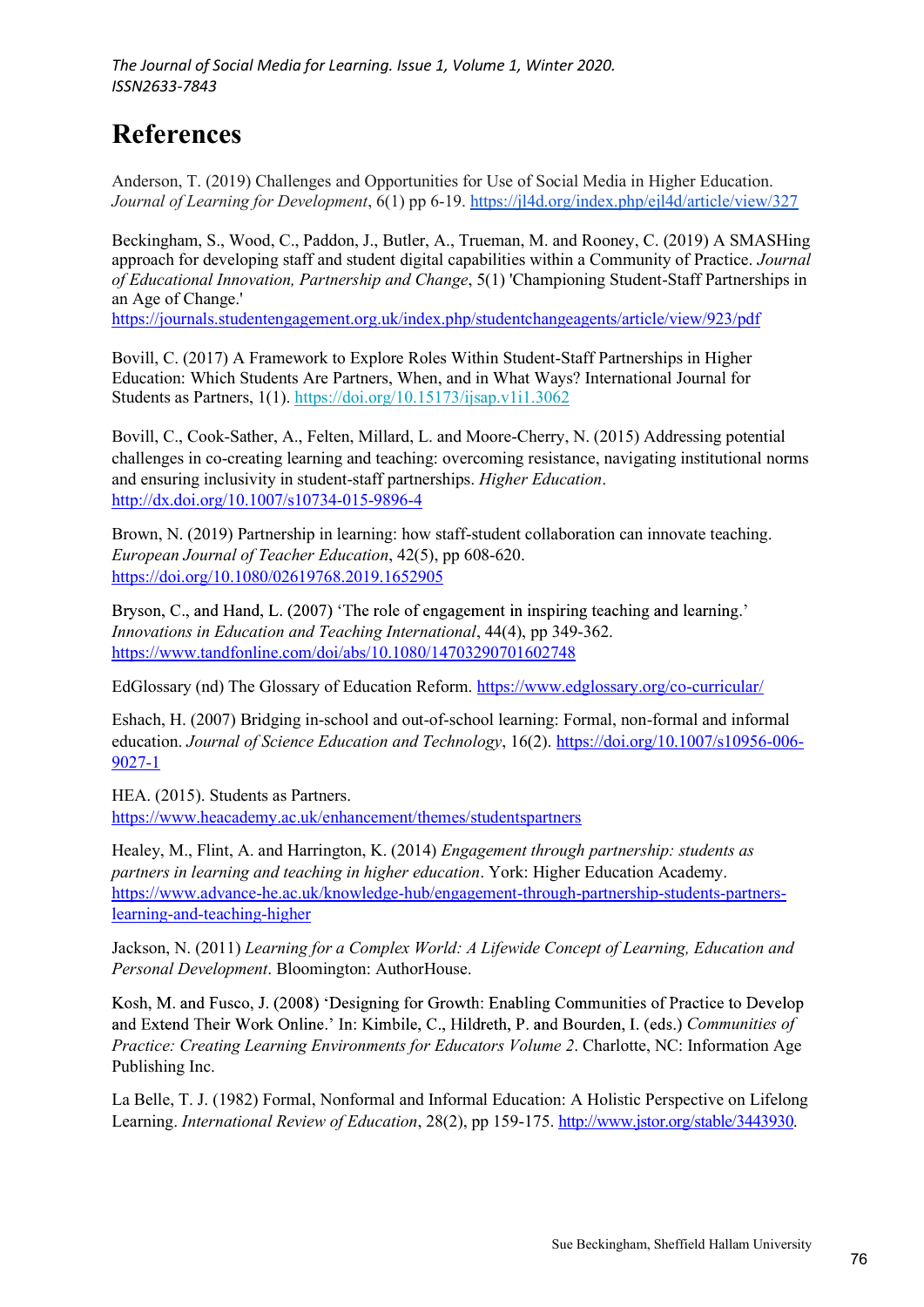# References

Anderson, T. (2019) Challenges and Opportunities for Use of Social Media in Higher Education. *Journal of Learning for Development*, 6(1) pp 6-19. https://jl4d.org/index.php/ejl4d/article/view/327

Beckingham, S., Wood, C., Paddon, J., Butler, A., Trueman, M. and Rooney, C. (2019) A SMASHing approach for developing staff and student digital capabilities within a Community of Practice. *Journal of Educational Innovation, Partnership and Change*, 5(1) 'Championing Student-Staff Partnerships in an Age of Change.' https://journals.studentengagement.org.uk/index.php/studentchangeagents/article/view/923/pdf

Bovill, C. (2017) A Framework to Explore Roles Within Student-Staff Partnerships in Higher Education: Which Students Are Partners, When, and in What Ways? International Journal for Students as Partners, 1(1). https://doi.org/10.15173/ijsap.v1i1.3062

Bovill, C., Cook-Sather, A., Felten, Millard, L. and Moore-Cherry, N. (2015) Addressing potential challenges in co-creating learning and teaching: overcoming resistance, navigating institutional norms and ensuring inclusivity in student-staff partnerships. *Higher Education*. http://dx.doi.org/10.1007/s10734-015-9896-4

Brown, N. (2019) Partnership in learning: how staff-student collaboration can innovate teaching. *European Journal of Teacher Education*, 42(5), pp 608-620. https://doi.org/10.1080/02619768.2019.1652905

Bryson, C., and Hand, L. (2007) 'The role of engagement in inspiring teaching and learning.' *Innovations in Education and Teaching International*, 44(4), pp 349-362. https://www.tandfonline.com/doi/abs/10.1080/14703290701602748

EdGlossary (nd) The Glossary of Education Reform. https://www.edglossary.org/co-curricular/

Eshach, H. (2007) Bridging in-school and out-of-school learning: Formal, non-formal and informal education. *Journal of Science Education and Technology*, 16(2). https://doi.org/10.1007/s10956-006-9027-1

HEA. (2015). Students as Partners. https://www.heacademy.ac.uk/enhancement/themes/studentspartners

Healey, M., Flint, A. and Harrington, K. (2014) *Engagement through partnership: students as partners in learning and teaching in higher education*. York: Higher Education Academy. https://www.advance-he.ac.uk/knowledge-hub/engagement-through-partnership-students-partners-learning-and-teaching-higher

Jackson, N. (2011) *Learning for a Complex World: A Lifewide Concept of Learning, Education and Personal Development*. Bloomington: AuthorHouse.

Kosh, M. and Fusco, J. (2008) 'Designing for Growth: Enabling Communities of Practice to Develop and Extend Their Work Online.' In: Kimbile, C., Hildreth, P. and Bourden, I. (eds.) *Communities of Practice: Creating Learning Environments for Educators Volume 2*. Charlotte, NC: Information Age Publishing Inc.

La Belle, T. J. (1982) Formal, Nonformal and Informal Education: A Holistic Perspective on Lifelong Learning. *International Review of Education*, 28(2), pp 159-175. http://www.jstor.org/stable/3443930.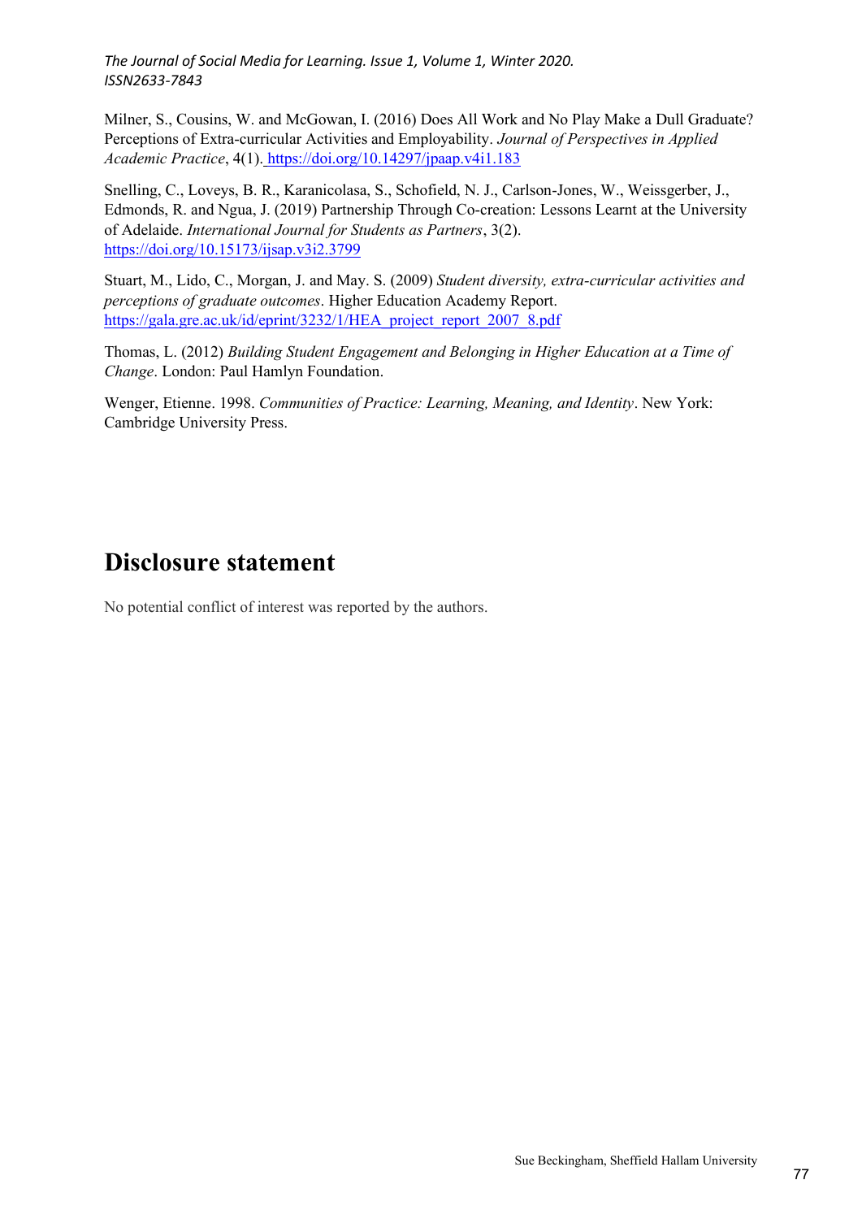Milner, S., Cousins, W. and McGowan, I. (2016) Does All Work and No Play Make a Dull Graduate? Perceptions of Extra-curricular Activities and Employability. *Journal of Perspectives in Applied Academic Practice*, 4(1). https://doi.org/10.14297/jpaap.v4i1.183

Snelling, C., Loveys, B. R., Karanicolasa, S., Schofield, N. J., Carlson-Jones, W., Weissgerber, J., Edmonds, R. and Ngua, J. (2019) Partnership Through Co-creation: Lessons Learnt at the University of Adelaide. *International Journal for Students as Partners*, 3(2). https://doi.org/10.15173/ijsap.v3i2.3799

Stuart, M., Lido, C., Morgan, J. and May. S. (2009) *Student diversity, extra-curricular activities and perceptions of graduate outcomes*. Higher Education Academy Report. https://gala.gre.ac.uk/id/eprint/3232/1/HEA_project_report_2007_8.pdf

Thomas, L. (2012) *Building Student Engagement and Belonging in Higher Education at a Time of Change*. London: Paul Hamlyn Foundation.

Wenger, Etienne. 1998. *Communities of Practice: Learning, Meaning, and Identity*. New York: Cambridge University Press.

# Disclosure statement

No potential conflict of interest was reported by the authors.